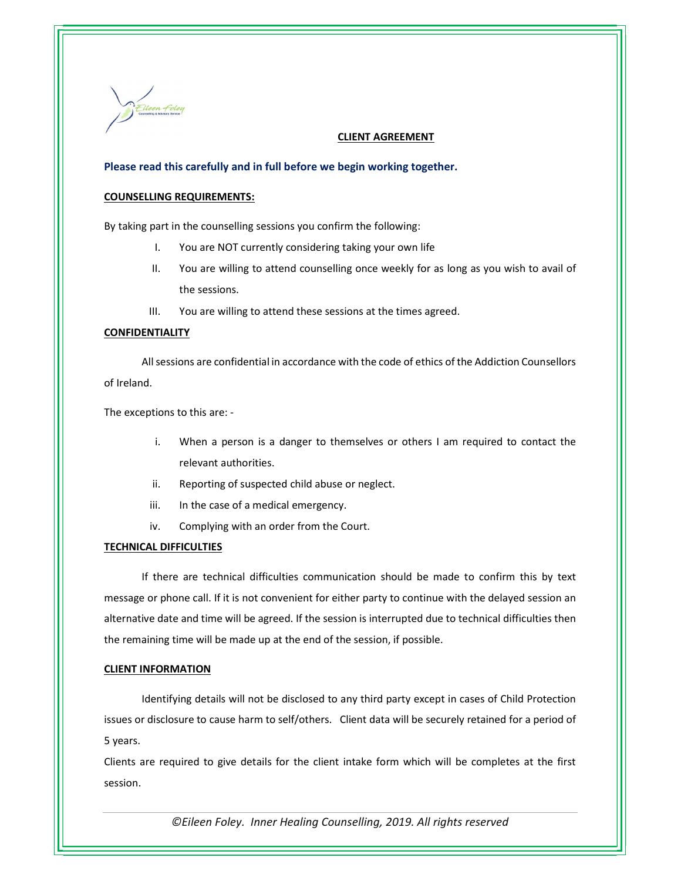# CLIENT AGREEMENT

**Please read this carefully and in full before we begin working together.**

## COUNSELLING REQUIREMENTS:

By taking part in the counselling sessions you confirm the following:

I. You are NOT currently considering taking your own life

II. You are willing to attend counselling once weekly for as long as you wish to avail of the sessions.

III. You are willing to attend these sessions at the times agreed.

## CONFIDENTIALITY

All sessions are confidential in accordance with the code of ethics of the Addiction Counsellors of Ireland.

The exceptions to this are: -

i. When a person is a danger to themselves or others I am required to contact the relevant authorities.

ii. Reporting of suspected child abuse or neglect.

iii. In the case of a medical emergency.

iv. Complying with an order from the Court.

## TECHNICAL DIFFICULTIES

If there are technical difficulties communication should be made to confirm this by text message or phone call. If it is not convenient for either party to continue with the delayed session an alternative date and time will be agreed. If the session is interrupted due to technical difficulties then the remaining time will be made up at the end of the session, if possible.

## CLIENT INFORMATION

Identifying details will not be disclosed to any third party except in cases of Child Protection issues or disclosure to cause harm to self/others. Client data will be securely retained for a period of 5 years.

Clients are required to give details for the client intake form which will be completes at the first session.

*©Eileen Foley. Inner Healing Counselling, 2019. All rights reserved*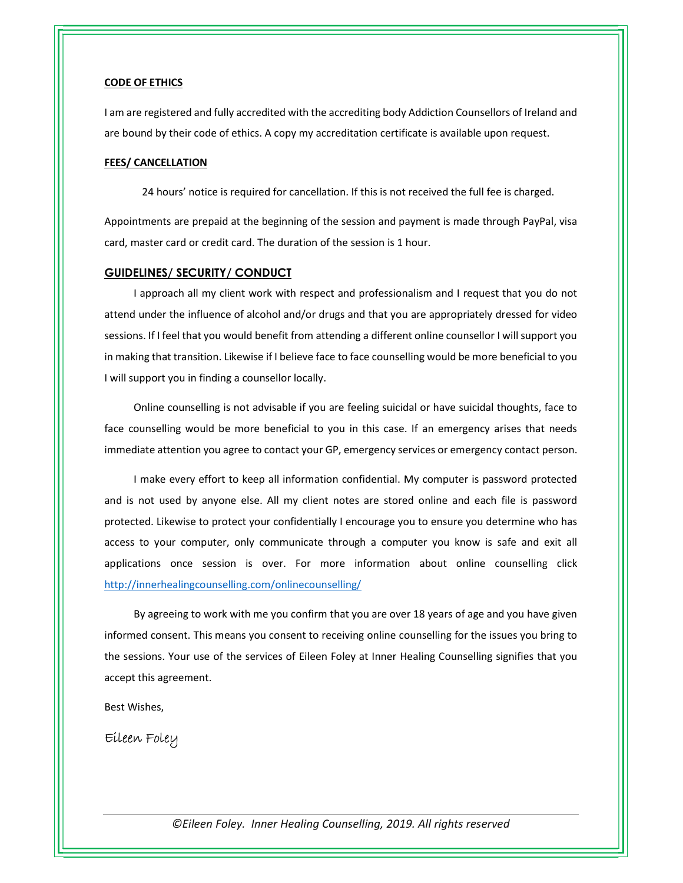**CODE OF ETHICS**

I am are registered and fully accredited with the accrediting body Addiction Counsellors of Ireland and are bound by their code of ethics. A copy my accreditation certificate is available upon request.

**FEES/ CANCELLATION**

24 hours' notice is required for cancellation. If this is not received the full fee is charged.

Appointments are prepaid at the beginning of the session and payment is made through PayPal, visa card, master card or credit card. The duration of the session is 1 hour.

**GUIDELINES/ SECURITY/ CONDUCT**

I approach all my client work with respect and professionalism and I request that you do not attend under the influence of alcohol and/or drugs and that you are appropriately dressed for video sessions. If I feel that you would benefit from attending a different online counsellor I will support you in making that transition. Likewise if I believe face to face counselling would be more beneficial to you I will support you in finding a counsellor locally.

Online counselling is not advisable if you are feeling suicidal or have suicidal thoughts, face to face counselling would be more beneficial to you in this case. If an emergency arises that needs immediate attention you agree to contact your GP, emergency services or emergency contact person.

I make every effort to keep all information confidential. My computer is password protected and is not used by anyone else. All my client notes are stored online and each file is password protected. Likewise to protect your confidentially I encourage you to ensure you determine who has access to your computer, only communicate through a computer you know is safe and exit all applications once session is over. For more information about online counselling click http://innerhealingcounselling.com/onlinecounselling/

By agreeing to work with me you confirm that you are over 18 years of age and you have given informed consent. This means you consent to receiving online counselling for the issues you bring to the sessions. Your use of the services of Eileen Foley at Inner Healing Counselling signifies that you accept this agreement.

Best Wishes,

Eileen Foley

*©Eileen Foley. Inner Healing Counselling, 2019. All rights reserved*